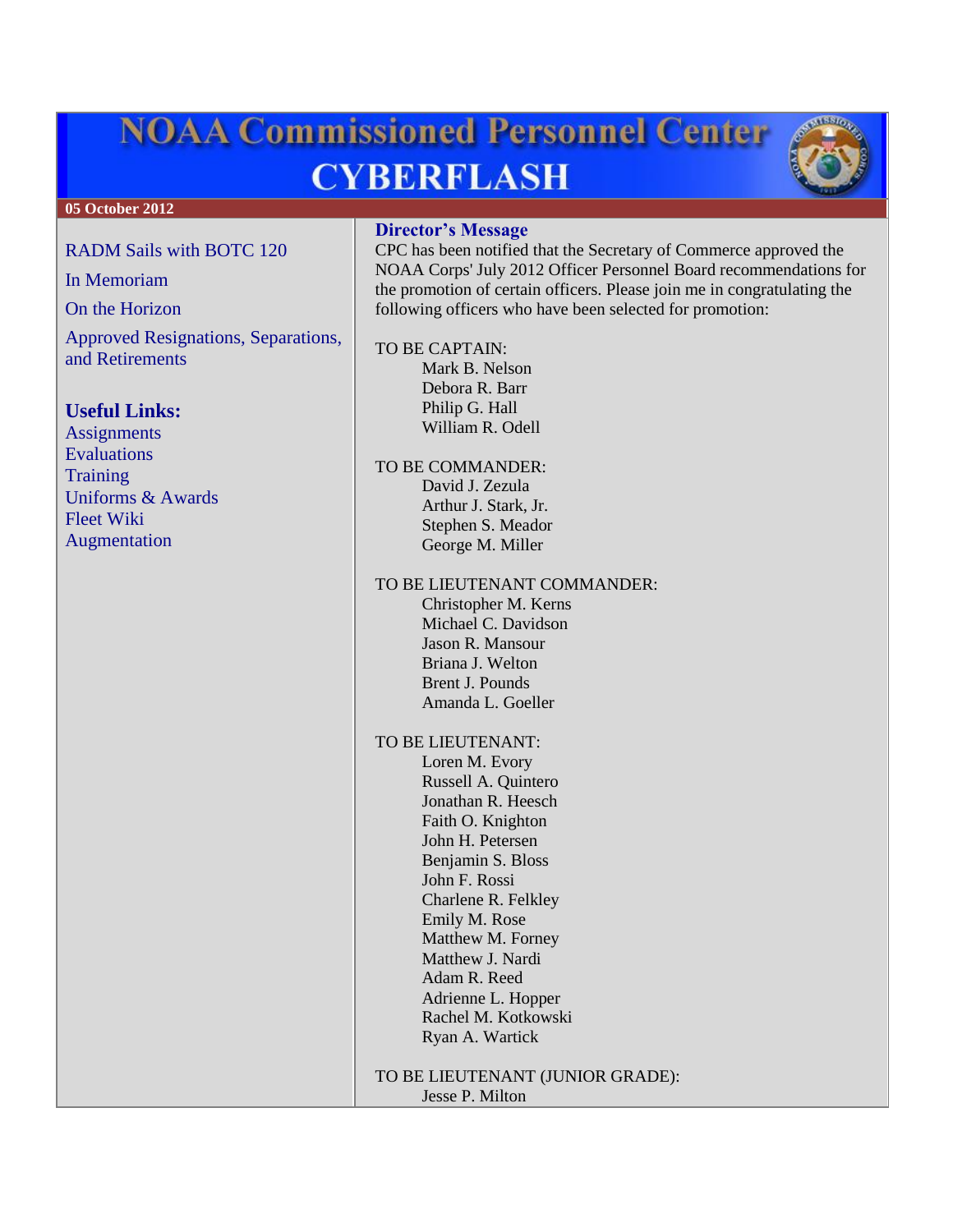# NOAA Commissioned Personnel Center
# CYBERFLASH

**05 October 2012**

RADM Sails with BOTC 120

In Memoriam

On the Horizon

Approved Resignations, Separations, and Retirements

**Useful Links:**

Assignments
Evaluations
Training
Uniforms & Awards
Fleet Wiki
Augmentation

## Director's Message

CPC has been notified that the Secretary of Commerce approved the NOAA Corps' July 2012 Officer Personnel Board recommendations for the promotion of certain officers. Please join me in congratulating the following officers who have been selected for promotion:

TO BE CAPTAIN:
- Mark B. Nelson
- Debora R. Barr
- Philip G. Hall
- William R. Odell

TO BE COMMANDER:
- David J. Zezula
- Arthur J. Stark, Jr.
- Stephen S. Meador
- George M. Miller

TO BE LIEUTENANT COMMANDER:
- Christopher M. Kerns
- Michael C. Davidson
- Jason R. Mansour
- Briana J. Welton
- Brent J. Pounds
- Amanda L. Goeller

TO BE LIEUTENANT:
- Loren M. Evory
- Russell A. Quintero
- Jonathan R. Heesch
- Faith O. Knighton
- John H. Petersen
- Benjamin S. Bloss
- John F. Rossi
- Charlene R. Felkley
- Emily M. Rose
- Matthew M. Forney
- Matthew J. Nardi
- Adam R. Reed
- Adrienne L. Hopper
- Rachel M. Kotkowski
- Ryan A. Wartick

TO BE LIEUTENANT (JUNIOR GRADE):
- Jesse P. Milton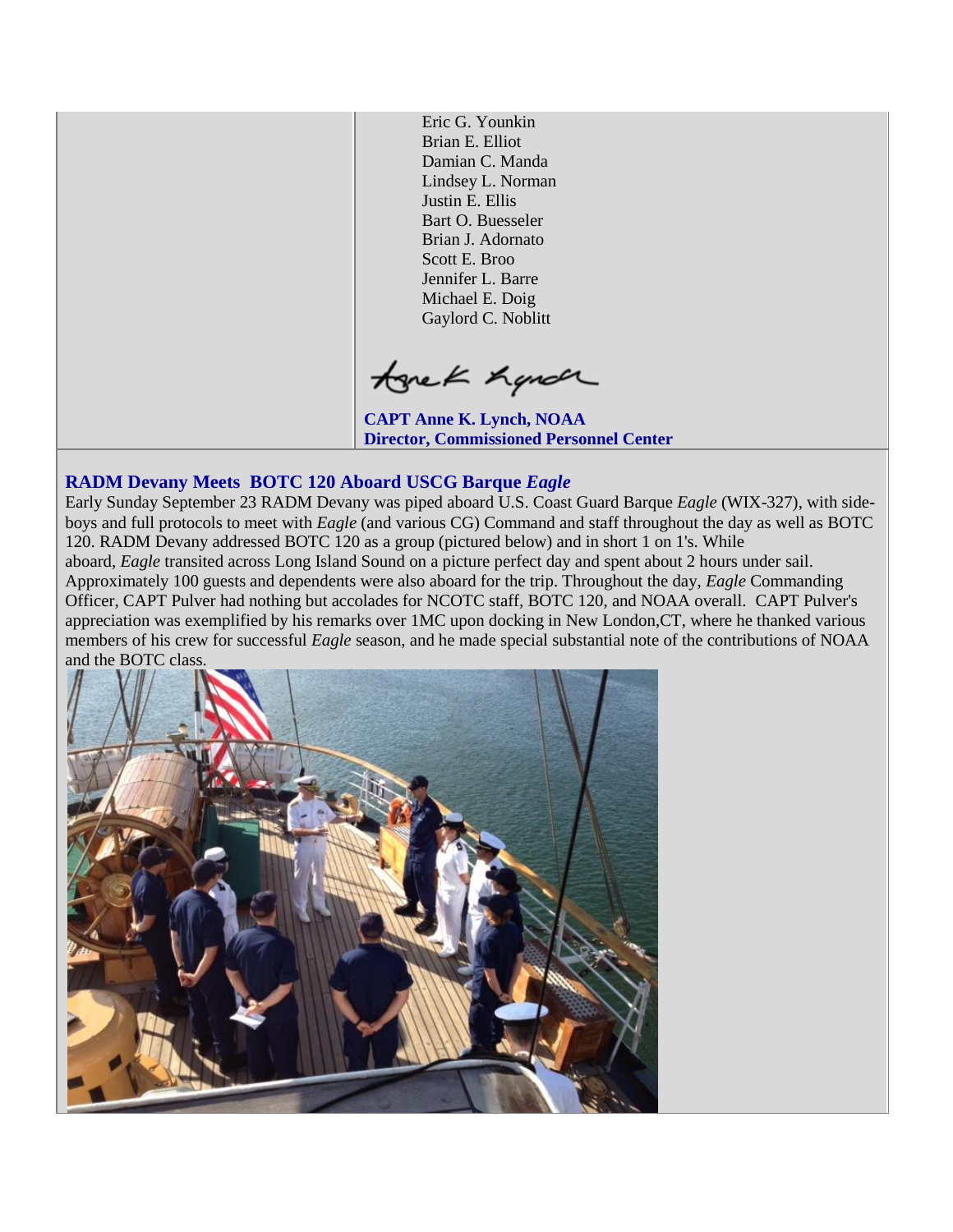Eric G. Younkin
Brian E. Elliot
Damian C. Manda
Lindsey L. Norman
Justin E. Ellis
Bart O. Buesseler
Brian J. Adornato
Scott E. Broo
Jennifer L. Barre
Michael E. Doig
Gaylord C. Noblitt

**CAPT Anne K. Lynch, NOAA**
**Director, Commissioned Personnel Center**

### RADM Devany Meets BOTC 120 Aboard USCG Barque *Eagle*

Early Sunday September 23 RADM Devany was piped aboard U.S. Coast Guard Barque *Eagle* (WIX-327), with side-boys and full protocols to meet with *Eagle* (and various CG) Command and staff throughout the day as well as BOTC 120. RADM Devany addressed BOTC 120 as a group (pictured below) and in short 1 on 1's. While aboard, *Eagle* transited across Long Island Sound on a picture perfect day and spent about 2 hours under sail. Approximately 100 guests and dependents were also aboard for the trip. Throughout the day, *Eagle* Commanding Officer, CAPT Pulver had nothing but accolades for NCOTC staff, BOTC 120, and NOAA overall. CAPT Pulver's appreciation was exemplified by his remarks over 1MC upon docking in New London,CT, where he thanked various members of his crew for successful *Eagle* season, and he made special substantial note of the contributions of NOAA and the BOTC class.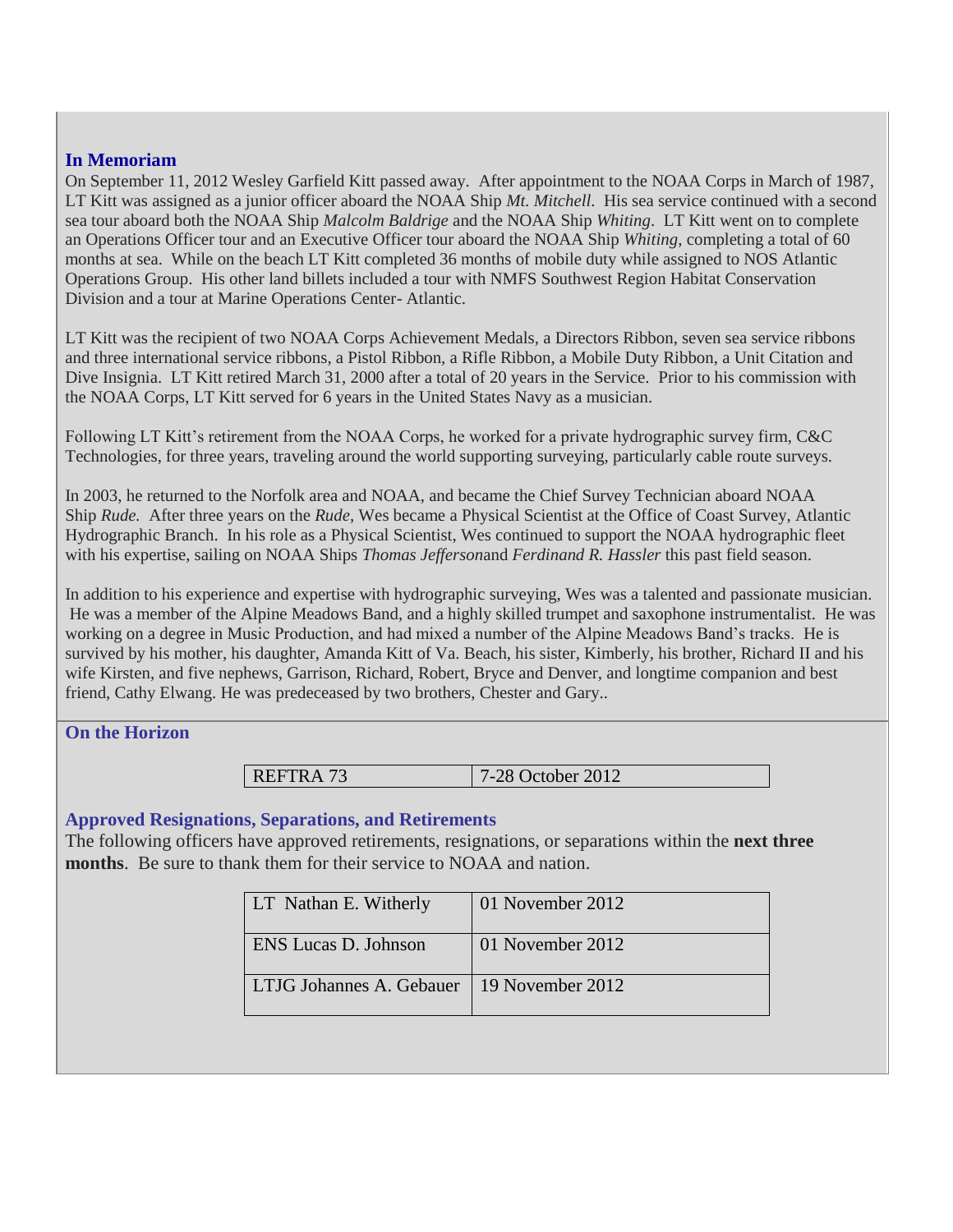## In Memoriam

On September 11, 2012 Wesley Garfield Kitt passed away. After appointment to the NOAA Corps in March of 1987, LT Kitt was assigned as a junior officer aboard the NOAA Ship *Mt. Mitchell*. His sea service continued with a second sea tour aboard both the NOAA Ship *Malcolm Baldrige* and the NOAA Ship *Whiting*. LT Kitt went on to complete an Operations Officer tour and an Executive Officer tour aboard the NOAA Ship *Whiting*, completing a total of 60 months at sea. While on the beach LT Kitt completed 36 months of mobile duty while assigned to NOS Atlantic Operations Group. His other land billets included a tour with NMFS Southwest Region Habitat Conservation Division and a tour at Marine Operations Center- Atlantic.

LT Kitt was the recipient of two NOAA Corps Achievement Medals, a Directors Ribbon, seven sea service ribbons and three international service ribbons, a Pistol Ribbon, a Rifle Ribbon, a Mobile Duty Ribbon, a Unit Citation and Dive Insignia. LT Kitt retired March 31, 2000 after a total of 20 years in the Service. Prior to his commission with the NOAA Corps, LT Kitt served for 6 years in the United States Navy as a musician.

Following LT Kitt's retirement from the NOAA Corps, he worked for a private hydrographic survey firm, C&C Technologies, for three years, traveling around the world supporting surveying, particularly cable route surveys.

In 2003, he returned to the Norfolk area and NOAA, and became the Chief Survey Technician aboard NOAA Ship *Rude.* After three years on the *Rude*, Wes became a Physical Scientist at the Office of Coast Survey, Atlantic Hydrographic Branch. In his role as a Physical Scientist, Wes continued to support the NOAA hydrographic fleet with his expertise, sailing on NOAA Ships *Thomas Jefferson*and *Ferdinand R. Hassler* this past field season.

In addition to his experience and expertise with hydrographic surveying, Wes was a talented and passionate musician. He was a member of the Alpine Meadows Band, and a highly skilled trumpet and saxophone instrumentalist. He was working on a degree in Music Production, and had mixed a number of the Alpine Meadows Band's tracks. He is survived by his mother, his daughter, Amanda Kitt of Va. Beach, his sister, Kimberly, his brother, Richard II and his wife Kirsten, and five nephews, Garrison, Richard, Robert, Bryce and Denver, and longtime companion and best friend, Cathy Elwang. He was predeceased by two brothers, Chester and Gary..

## On the Horizon

| | |
|---|---|
| REFTRA 73 | 7-28 October 2012 |

## Approved Resignations, Separations, and Retirements

The following officers have approved retirements, resignations, or separations within the **next three months**. Be sure to thank them for their service to NOAA and nation.

| | |
|---|---|
| LT Nathan E. Witherly | 01 November 2012 |
| ENS Lucas D. Johnson | 01 November 2012 |
| LTJG Johannes A. Gebauer | 19 November 2012 |